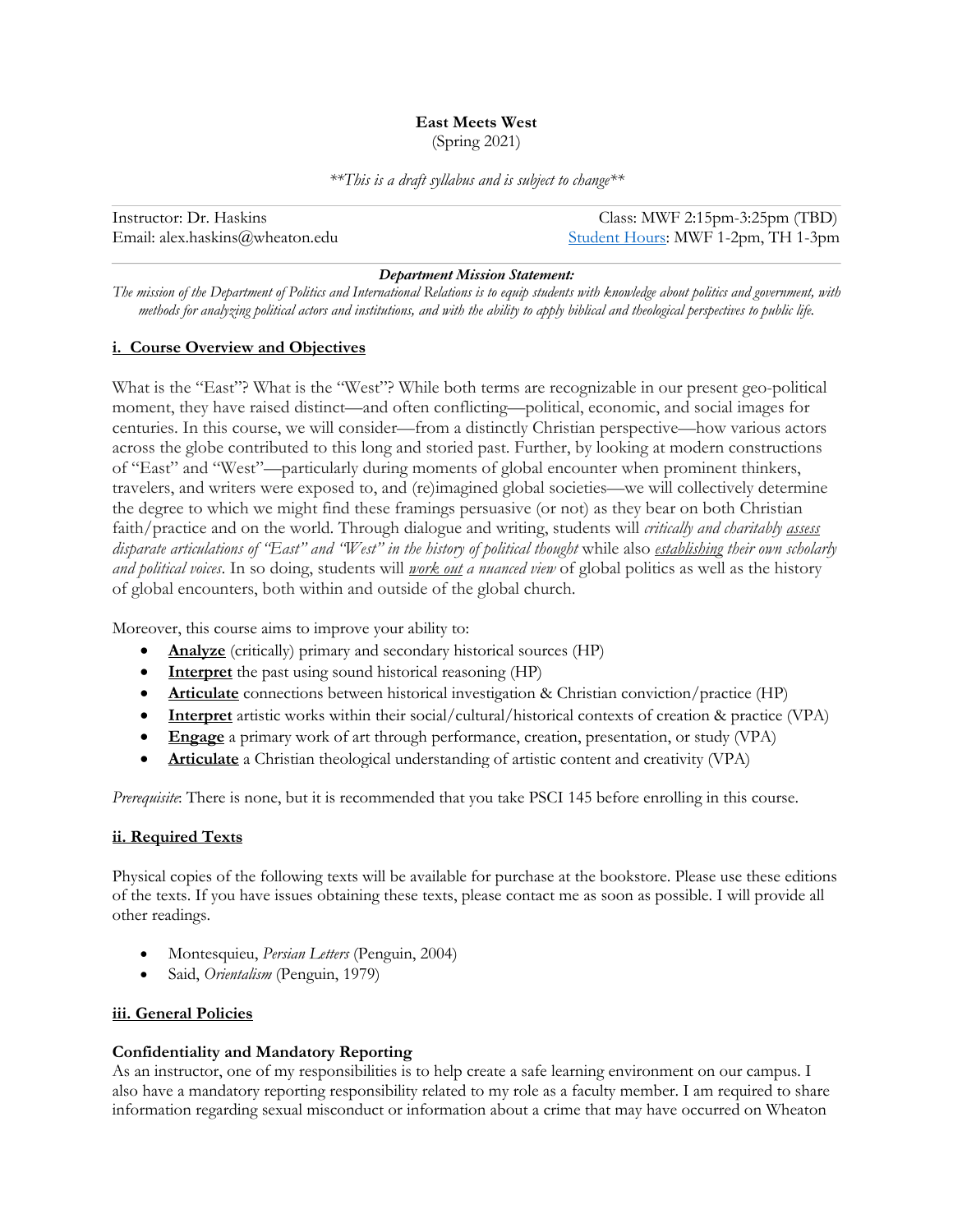# East Meets West

(Spring 2021)

*\*\*This is a draft syllabus and is subject to change\*\**

| | |
|---|---|
| Instructor: Dr. Haskins | Class: MWF 2:15pm-3:25pm (TBD) |
| Email: alex.haskins@wheaton.edu | Student Hours: MWF 1-2pm, TH 1-3pm |

***Department Mission Statement:***

*The mission of the Department of Politics and International Relations is to equip students with knowledge about politics and government, with methods for analyzing political actors and institutions, and with the ability to apply biblical and theological perspectives to public life.*

## i. Course Overview and Objectives

What is the "East"? What is the "West"? While both terms are recognizable in our present geo-political moment, they have raised distinct—and often conflicting—political, economic, and social images for centuries. In this course, we will consider—from a distinctly Christian perspective—how various actors across the globe contributed to this long and storied past. Further, by looking at modern constructions of "East" and "West"—particularly during moments of global encounter when prominent thinkers, travelers, and writers were exposed to, and (re)imagined global societies—we will collectively determine the degree to which we might find these framings persuasive (or not) as they bear on both Christian faith/practice and on the world. Through dialogue and writing, students will *critically and charitably assess disparate articulations of "East" and "West" in the history of political thought* while also *establishing their own scholarly and political voices*. In so doing, students will *work out a nuanced view* of global politics as well as the history of global encounters, both within and outside of the global church.

Moreover, this course aims to improve your ability to:

- **Analyze** (critically) primary and secondary historical sources (HP)
- **Interpret** the past using sound historical reasoning (HP)
- **Articulate** connections between historical investigation & Christian conviction/practice (HP)
- **Interpret** artistic works within their social/cultural/historical contexts of creation & practice (VPA)
- **Engage** a primary work of art through performance, creation, presentation, or study (VPA)
- **Articulate** a Christian theological understanding of artistic content and creativity (VPA)

*Prerequisite*: There is none, but it is recommended that you take PSCI 145 before enrolling in this course.

## ii. Required Texts

Physical copies of the following texts will be available for purchase at the bookstore. Please use these editions of the texts. If you have issues obtaining these texts, please contact me as soon as possible. I will provide all other readings.

- Montesquieu, *Persian Letters* (Penguin, 2004)
- Said, *Orientalism* (Penguin, 1979)

## iii. General Policies

### Confidentiality and Mandatory Reporting

As an instructor, one of my responsibilities is to help create a safe learning environment on our campus. I also have a mandatory reporting responsibility related to my role as a faculty member. I am required to share information regarding sexual misconduct or information about a crime that may have occurred on Wheaton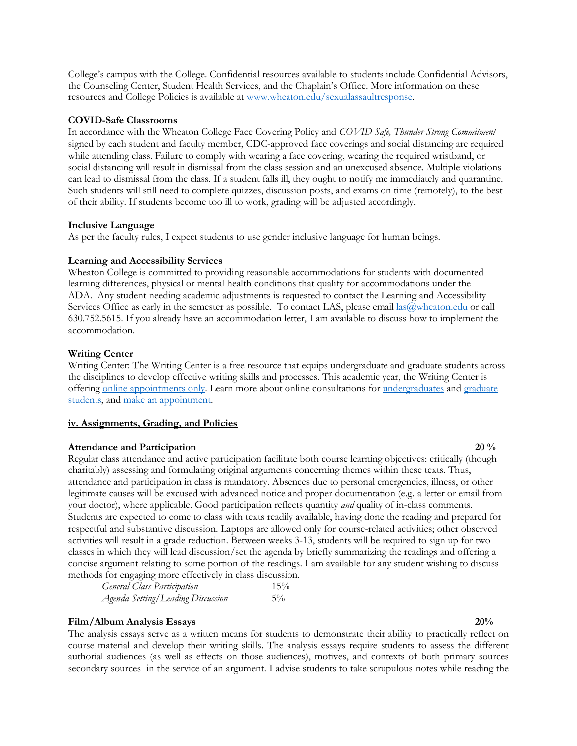College's campus with the College. Confidential resources available to students include Confidential Advisors, the Counseling Center, Student Health Services, and the Chaplain's Office. More information on these resources and College Policies is available at [www.wheaton.edu/sexualassaultresponse](www.wheaton.edu/sexualassaultresponse).

**COVID-Safe Classrooms**

In accordance with the Wheaton College Face Covering Policy and *COVID Safe, Thunder Strong Commitment* signed by each student and faculty member, CDC-approved face coverings and social distancing are required while attending class. Failure to comply with wearing a face covering, wearing the required wristband, or social distancing will result in dismissal from the class session and an unexcused absence. Multiple violations can lead to dismissal from the class. If a student falls ill, they ought to notify me immediately and quarantine. Such students will still need to complete quizzes, discussion posts, and exams on time (remotely), to the best of their ability. If students become too ill to work, grading will be adjusted accordingly.

**Inclusive Language**

As per the faculty rules, I expect students to use gender inclusive language for human beings.

**Learning and Accessibility Services**

Wheaton College is committed to providing reasonable accommodations for students with documented learning differences, physical or mental health conditions that qualify for accommodations under the ADA. Any student needing academic adjustments is requested to contact the Learning and Accessibility Services Office as early in the semester as possible. To contact LAS, please email [las@wheaton.edu](mailto:las@wheaton.edu) or call 630.752.5615. If you already have an accommodation letter, I am available to discuss how to implement the accommodation.

**Writing Center**

Writing Center: The Writing Center is a free resource that equips undergraduate and graduate students across the disciplines to develop effective writing skills and processes. This academic year, the Writing Center is offering online appointments only. Learn more about online consultations for undergraduates and graduate students, and make an appointment.

## iv. Assignments, Grading, and Policies

**Attendance and Participation** **20 %**

Regular class attendance and active participation facilitate both course learning objectives: critically (though charitably) assessing and formulating original arguments concerning themes within these texts. Thus, attendance and participation in class is mandatory. Absences due to personal emergencies, illness, or other legitimate causes will be excused with advanced notice and proper documentation (e.g. a letter or email from your doctor), where applicable. Good participation reflects quantity *and* quality of in-class comments. Students are expected to come to class with texts readily available, having done the reading and prepared for respectful and substantive discussion. Laptops are allowed only for course-related activities; other observed activities will result in a grade reduction. Between weeks 3-13, students will be required to sign up for two classes in which they will lead discussion/set the agenda by briefly summarizing the readings and offering a concise argument relating to some portion of the readings. I am available for any student wishing to discuss methods for engaging more effectively in class discussion.

| | |
|---|---|
| *General Class Participation* | 15% |
| *Agenda Setting/Leading Discussion* | 5% |

**Film/Album Analysis Essays** **20%**

The analysis essays serve as a written means for students to demonstrate their ability to practically reflect on course material and develop their writing skills. The analysis essays require students to assess the different authorial audiences (as well as effects on those audiences), motives, and contexts of both primary sources secondary sources in the service of an argument. I advise students to take scrupulous notes while reading the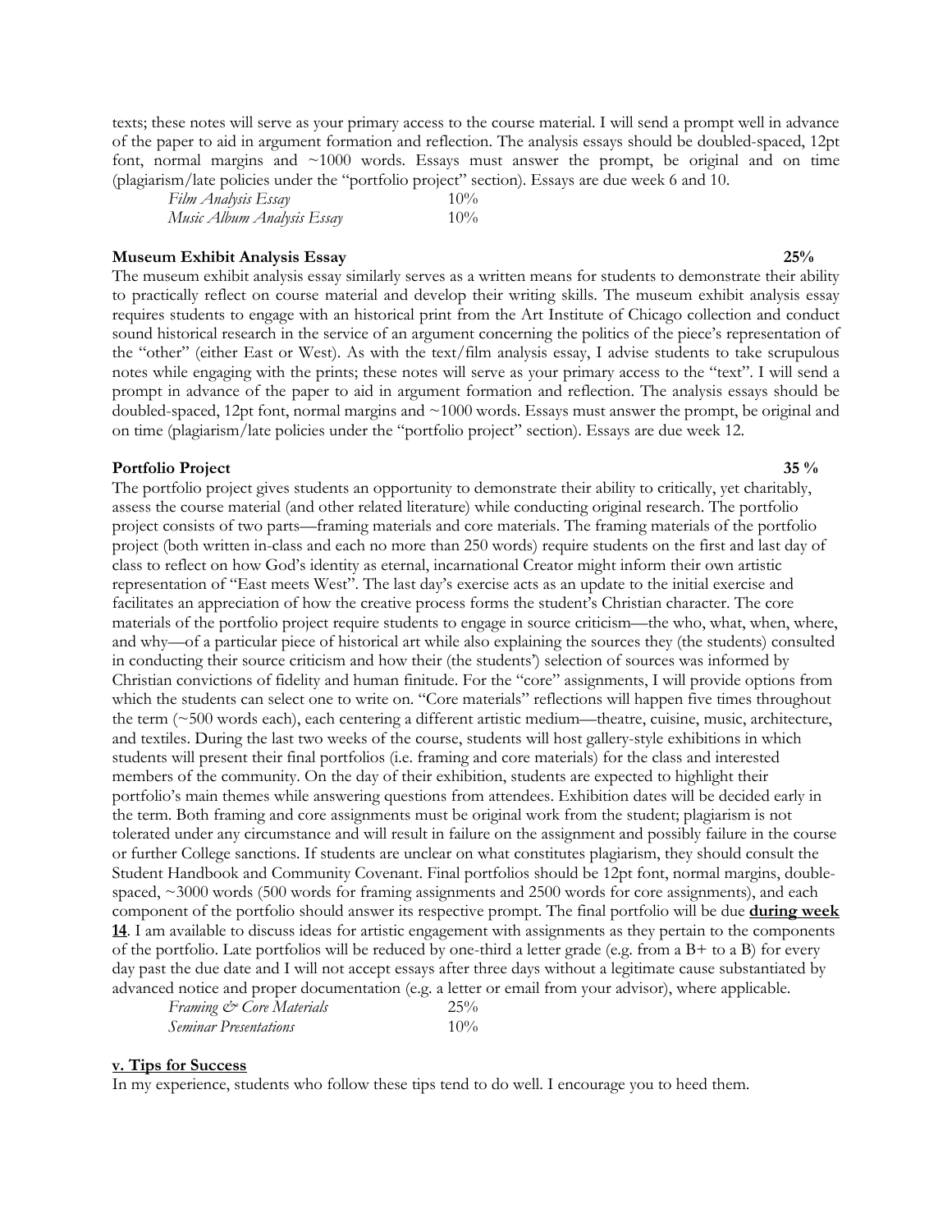texts; these notes will serve as your primary access to the course material. I will send a prompt well in advance of the paper to aid in argument formation and reflection. The analysis essays should be doubled-spaced, 12pt font, normal margins and ~1000 words. Essays must answer the prompt, be original and on time (plagiarism/late policies under the "portfolio project" section). Essays are due week 6 and 10.

| | |
|---|---|
| *Film Analysis Essay* | 10% |
| *Music Album Analysis Essay* | 10% |

**Museum Exhibit Analysis Essay** **25%**

The museum exhibit analysis essay similarly serves as a written means for students to demonstrate their ability to practically reflect on course material and develop their writing skills. The museum exhibit analysis essay requires students to engage with an historical print from the Art Institute of Chicago collection and conduct sound historical research in the service of an argument concerning the politics of the piece's representation of the "other" (either East or West). As with the text/film analysis essay, I advise students to take scrupulous notes while engaging with the prints; these notes will serve as your primary access to the "text". I will send a prompt in advance of the paper to aid in argument formation and reflection. The analysis essays should be doubled-spaced, 12pt font, normal margins and ~1000 words. Essays must answer the prompt, be original and on time (plagiarism/late policies under the "portfolio project" section). Essays are due week 12.

**Portfolio Project** **35 %**

The portfolio project gives students an opportunity to demonstrate their ability to critically, yet charitably, assess the course material (and other related literature) while conducting original research. The portfolio project consists of two parts—framing materials and core materials. The framing materials of the portfolio project (both written in-class and each no more than 250 words) require students on the first and last day of class to reflect on how God's identity as eternal, incarnational Creator might inform their own artistic representation of "East meets West". The last day's exercise acts as an update to the initial exercise and facilitates an appreciation of how the creative process forms the student's Christian character. The core materials of the portfolio project require students to engage in source criticism—the who, what, when, where, and why—of a particular piece of historical art while also explaining the sources they (the students) consulted in conducting their source criticism and how their (the students') selection of sources was informed by Christian convictions of fidelity and human finitude. For the "core" assignments, I will provide options from which the students can select one to write on. "Core materials" reflections will happen five times throughout the term (~500 words each), each centering a different artistic medium—theatre, cuisine, music, architecture, and textiles. During the last two weeks of the course, students will host gallery-style exhibitions in which students will present their final portfolios (i.e. framing and core materials) for the class and interested members of the community. On the day of their exhibition, students are expected to highlight their portfolio's main themes while answering questions from attendees. Exhibition dates will be decided early in the term. Both framing and core assignments must be original work from the student; plagiarism is not tolerated under any circumstance and will result in failure on the assignment and possibly failure in the course or further College sanctions. If students are unclear on what constitutes plagiarism, they should consult the Student Handbook and Community Covenant. Final portfolios should be 12pt font, normal margins, double-spaced, ~3000 words (500 words for framing assignments and 2500 words for core assignments), and each component of the portfolio should answer its respective prompt. The final portfolio will be due **<u>during week 14</u>**. I am available to discuss ideas for artistic engagement with assignments as they pertain to the components of the portfolio. Late portfolios will be reduced by one-third a letter grade (e.g. from a B+ to a B) for every day past the due date and I will not accept essays after three days without a legitimate cause substantiated by advanced notice and proper documentation (e.g. a letter or email from your advisor), where applicable.

| | |
|---|---|
| *Framing & Core Materials* | 25% |
| *Seminar Presentations* | 10% |

## <u>v. Tips for Success</u>

In my experience, students who follow these tips tend to do well. I encourage you to heed them.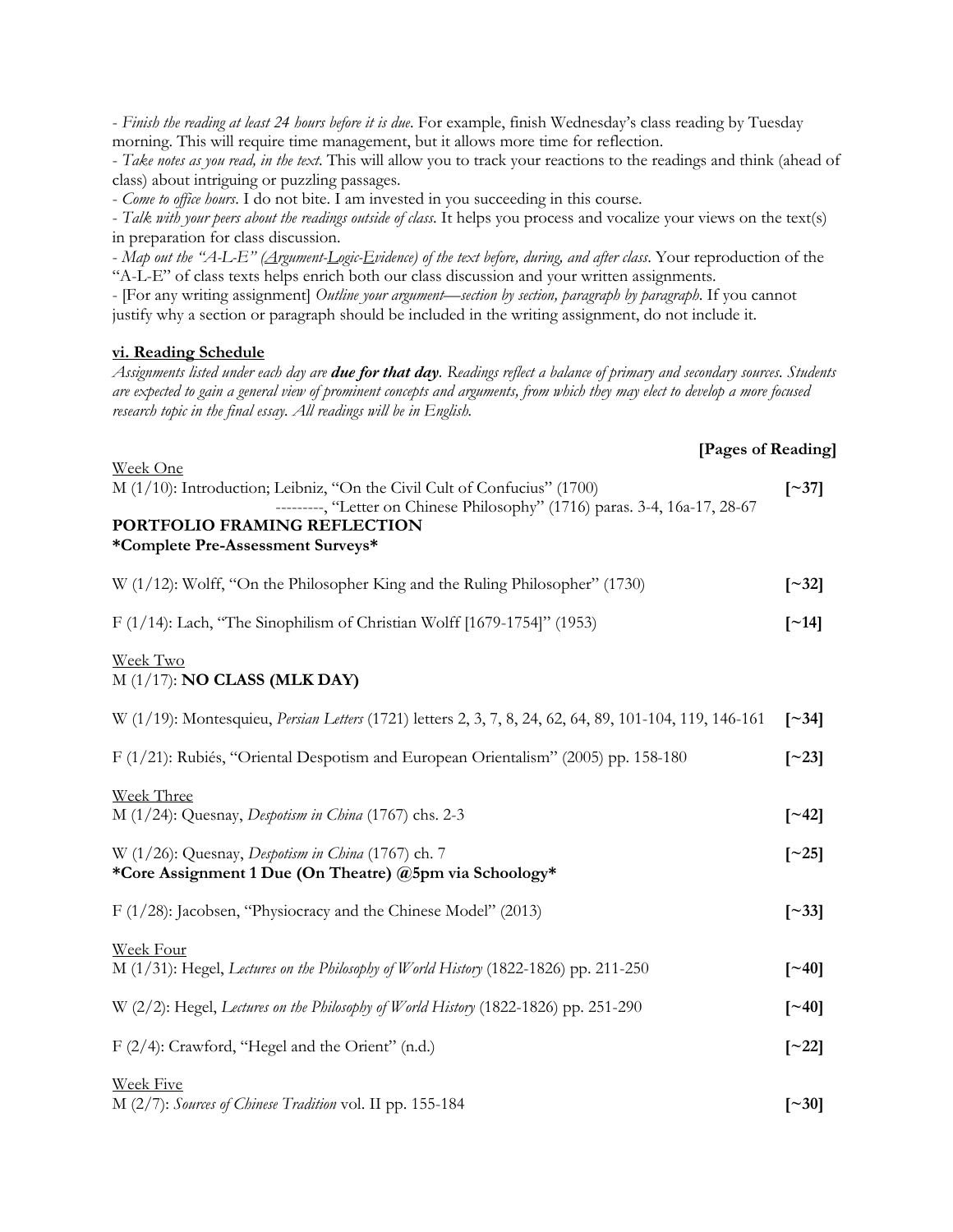- *Finish the reading at least 24 hours before it is due*. For example, finish Wednesday's class reading by Tuesday morning. This will require time management, but it allows more time for reflection.
- *Take notes as you read, in the text*. This will allow you to track your reactions to the readings and think (ahead of class) about intriguing or puzzling passages.
- *Come to office hours*. I do not bite. I am invested in you succeeding in this course.
- *Talk with your peers about the readings outside of class*. It helps you process and vocalize your views on the text(s) in preparation for class discussion.
- *Map out the "A-L-E" (Argument-Logic-Evidence) of the text before, during, and after class*. Your reproduction of the "A-L-E" of class texts helps enrich both our class discussion and your written assignments.
- [For any writing assignment] *Outline your argument—section by section, paragraph by paragraph*. If you cannot justify why a section or paragraph should be included in the writing assignment, do not include it.

### vi. Reading Schedule

*Assignments listed under each day are **due for that day**. Readings reflect a balance of primary and secondary sources. Students are expected to gain a general view of prominent concepts and arguments, from which they may elect to develop a more focused research topic in the final essay. All readings will be in English.*

**[Pages of Reading]**

Week One

M (1/10): Introduction; Leibniz, "On the Civil Cult of Confucius" (1700) **[~37]**
---------, "Letter on Chinese Philosophy" (1716) paras. 3-4, 16a-17, 28-67

**PORTFOLIO FRAMING REFLECTION**

***Complete Pre-Assessment Surveys***

W (1/12): Wolff, "On the Philosopher King and the Ruling Philosopher" (1730) **[~32]**

F (1/14): Lach, "The Sinophilism of Christian Wolff [1679-1754]" (1953) **[~14]**

Week Two

M (1/17): **NO CLASS (MLK DAY)**

W (1/19): Montesquieu, *Persian Letters* (1721) letters 2, 3, 7, 8, 24, 62, 64, 89, 101-104, 119, 146-161 **[~34]**

F (1/21): Rubiés, "Oriental Despotism and European Orientalism" (2005) pp. 158-180 **[~23]**

Week Three

M (1/24): Quesnay, *Despotism in China* (1767) chs. 2-3 **[~42]**

W (1/26): Quesnay, *Despotism in China* (1767) ch. 7 **[~25]**

***Core Assignment 1 Due (On Theatre) @5pm via Schoology***

F (1/28): Jacobsen, "Physiocracy and the Chinese Model" (2013) **[~33]**

Week Four

M (1/31): Hegel, *Lectures on the Philosophy of World History* (1822-1826) pp. 211-250 **[~40]**

W (2/2): Hegel, *Lectures on the Philosophy of World History* (1822-1826) pp. 251-290 **[~40]**

F (2/4): Crawford, "Hegel and the Orient" (n.d.) **[~22]**

Week Five

M (2/7): *Sources of Chinese Tradition* vol. II pp. 155-184 **[~30]**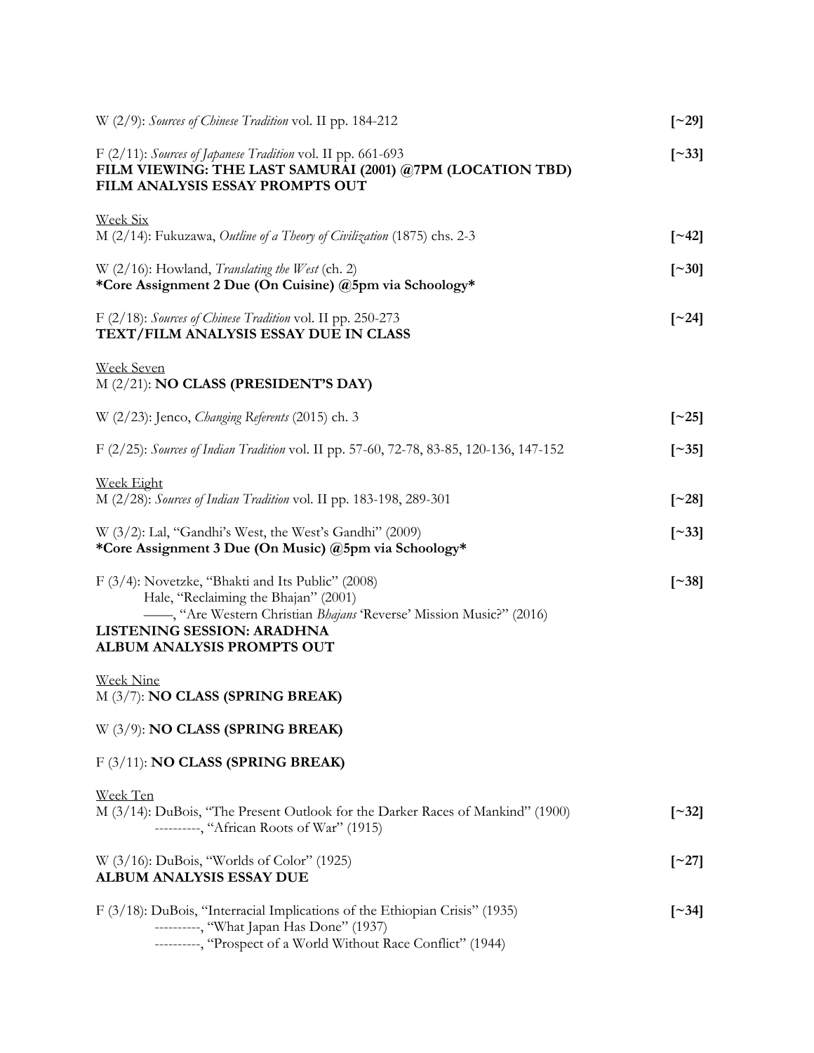W (2/9): *Sources of Chinese Tradition* vol. II pp. 184-212 **[~29]**

F (2/11): *Sources of Japanese Tradition* vol. II pp. 661-693 **[~33]**
**FILM VIEWING: THE LAST SAMURAI (2001) @7PM (LOCATION TBD)**
**FILM ANALYSIS ESSAY PROMPTS OUT**

<u>Week Six</u>
M (2/14): Fukuzawa, *Outline of a Theory of Civilization* (1875) chs. 2-3 **[~42]**

W (2/16): Howland, *Translating the West* (ch. 2) **[~30]**
***Core Assignment 2 Due (On Cuisine) @5pm via Schoology***

F (2/18): *Sources of Chinese Tradition* vol. II pp. 250-273 **[~24]**
**TEXT/FILM ANALYSIS ESSAY DUE IN CLASS**

<u>Week Seven</u>
M (2/21): **NO CLASS (PRESIDENT'S DAY)**

W (2/23): Jenco, *Changing Referents* (2015) ch. 3 **[~25]**

F (2/25): *Sources of Indian Tradition* vol. II pp. 57-60, 72-78, 83-85, 120-136, 147-152 **[~35]**

<u>Week Eight</u>
M (2/28): *Sources of Indian Tradition* vol. II pp. 183-198, 289-301 **[~28]**

W (3/2): Lal, "Gandhi's West, the West's Gandhi" (2009) **[~33]**
***Core Assignment 3 Due (On Music) @5pm via Schoology***

F (3/4): Novetzke, "Bhakti and Its Public" (2008) **[~38]**
Hale, "Reclaiming the Bhajan" (2001)
——, "Are Western Christian *Bhajans* 'Reverse' Mission Music?" (2016)
**LISTENING SESSION: ARADHNA**
**ALBUM ANALYSIS PROMPTS OUT**

<u>Week Nine</u>
M (3/7): **NO CLASS (SPRING BREAK)**

W (3/9): **NO CLASS (SPRING BREAK)**

F (3/11): **NO CLASS (SPRING BREAK)**

<u>Week Ten</u>
M (3/14): DuBois, "The Present Outlook for the Darker Races of Mankind" (1900) **[~32]**
----------, "African Roots of War" (1915)

W (3/16): DuBois, "Worlds of Color" (1925) **[~27]**
**ALBUM ANALYSIS ESSAY DUE**

F (3/18): DuBois, "Interracial Implications of the Ethiopian Crisis" (1935) **[~34]**
----------, "What Japan Has Done" (1937)
----------, "Prospect of a World Without Race Conflict" (1944)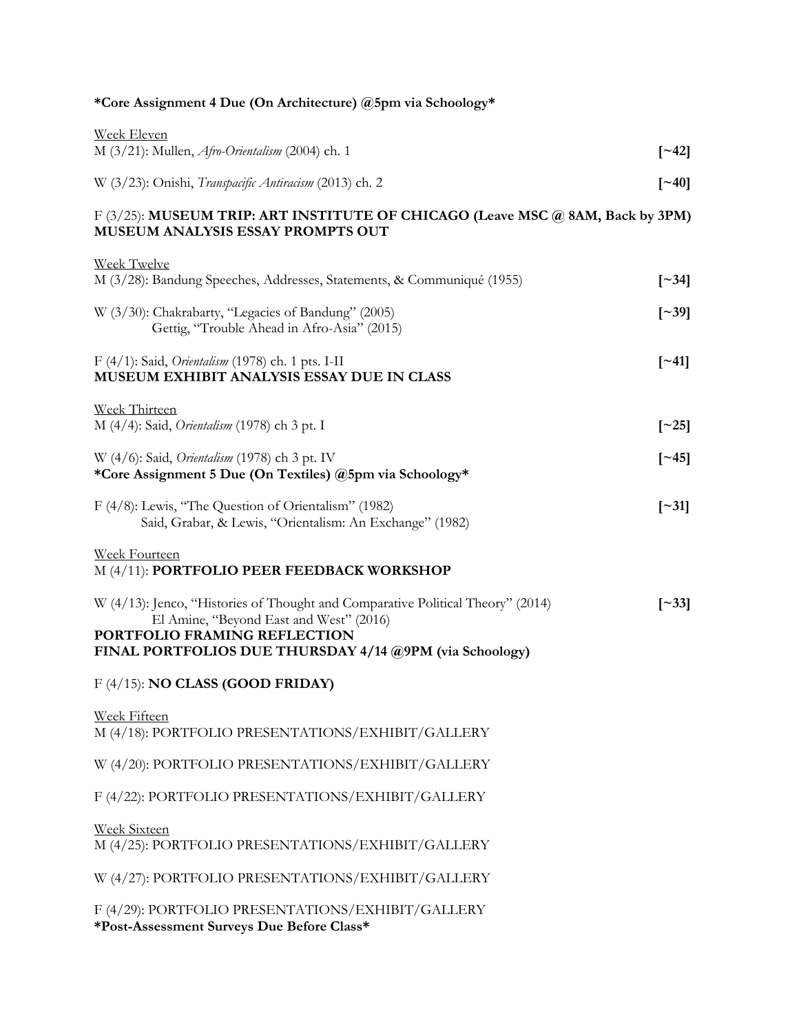**\*Core Assignment 4 Due (On Architecture) @5pm via Schoology\***

<u>Week Eleven</u>

M (3/21): Mullen, *Afro-Orientalism* (2004) ch. 1 **[~42]**

W (3/23): Onishi, *Transpacific Antiracism* (2013) ch. 2 **[~40]**

F (3/25): **MUSEUM TRIP: ART INSTITUTE OF CHICAGO (Leave MSC @ 8AM, Back by 3PM)**
**MUSEUM ANALYSIS ESSAY PROMPTS OUT**

<u>Week Twelve</u>

M (3/28): Bandung Speeches, Addresses, Statements, & Communiqué (1955) **[~34]**

W (3/30): Chakrabarty, "Legacies of Bandung" (2005) **[~39]**
Gettig, "Trouble Ahead in Afro-Asia" (2015)

F (4/1): Said, *Orientalism* (1978) ch. 1 pts. I-II **[~41]**
**MUSEUM EXHIBIT ANALYSIS ESSAY DUE IN CLASS**

<u>Week Thirteen</u>

M (4/4): Said, *Orientalism* (1978) ch 3 pt. I **[~25]**

W (4/6): Said, *Orientalism* (1978) ch 3 pt. IV **[~45]**
**\*Core Assignment 5 Due (On Textiles) @5pm via Schoology\***

F (4/8): Lewis, "The Question of Orientalism" (1982) **[~31]**
Said, Grabar, & Lewis, "Orientalism: An Exchange" (1982)

<u>Week Fourteen</u>

M (4/11): **PORTFOLIO PEER FEEDBACK WORKSHOP**

W (4/13): Jenco, "Histories of Thought and Comparative Political Theory" (2014) **[~33]**
El Amine, "Beyond East and West" (2016)
**PORTFOLIO FRAMING REFLECTION**
**FINAL PORTFOLIOS DUE THURSDAY 4/14 @9PM (via Schoology)**

F (4/15): **NO CLASS (GOOD FRIDAY)**

<u>Week Fifteen</u>

M (4/18): PORTFOLIO PRESENTATIONS/EXHIBIT/GALLERY

W (4/20): PORTFOLIO PRESENTATIONS/EXHIBIT/GALLERY

F (4/22): PORTFOLIO PRESENTATIONS/EXHIBIT/GALLERY

<u>Week Sixteen</u>

M (4/25): PORTFOLIO PRESENTATIONS/EXHIBIT/GALLERY

W (4/27): PORTFOLIO PRESENTATIONS/EXHIBIT/GALLERY

F (4/29): PORTFOLIO PRESENTATIONS/EXHIBIT/GALLERY
**\*Post-Assessment Surveys Due Before Class\***